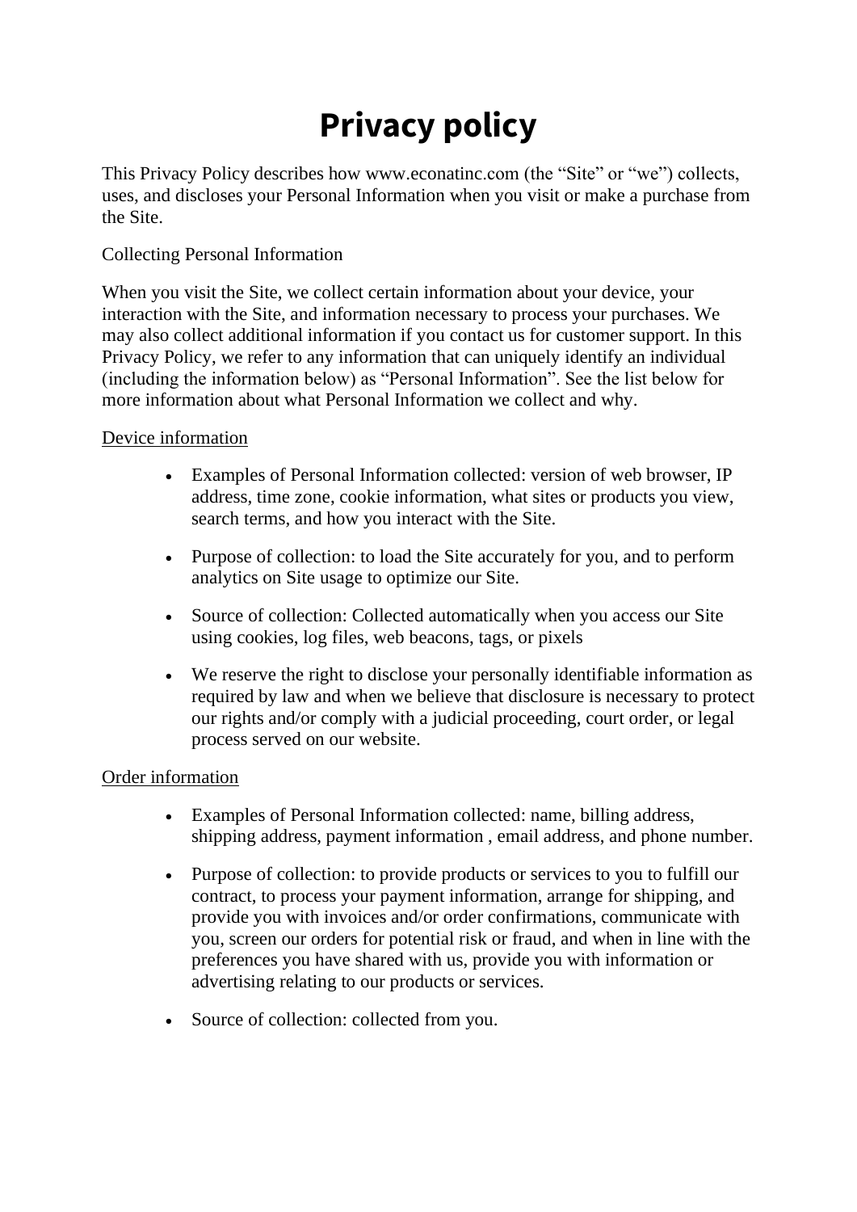# Privacy policy

This Privacy Policy describes how www.econatinc.com (the "Site" or "we") collects, uses, and discloses your Personal Information when you visit or make a purchase from the Site.

Collecting Personal Information

When you visit the Site, we collect certain information about your device, your interaction with the Site, and information necessary to process your purchases. We may also collect additional information if you contact us for customer support. In this Privacy Policy, we refer to any information that can uniquely identify an individual (including the information below) as "Personal Information". See the list below for more information about what Personal Information we collect and why.

<u>Device information</u>

- Examples of Personal Information collected: version of web browser, IP address, time zone, cookie information, what sites or products you view, search terms, and how you interact with the Site.
- Purpose of collection: to load the Site accurately for you, and to perform analytics on Site usage to optimize our Site.
- Source of collection: Collected automatically when you access our Site using cookies, log files, web beacons, tags, or pixels
- We reserve the right to disclose your personally identifiable information as required by law and when we believe that disclosure is necessary to protect our rights and/or comply with a judicial proceeding, court order, or legal process served on our website.

<u>Order information</u>

- Examples of Personal Information collected: name, billing address, shipping address, payment information , email address, and phone number.
- Purpose of collection: to provide products or services to you to fulfill our contract, to process your payment information, arrange for shipping, and provide you with invoices and/or order confirmations, communicate with you, screen our orders for potential risk or fraud, and when in line with the preferences you have shared with us, provide you with information or advertising relating to our products or services.
- Source of collection: collected from you.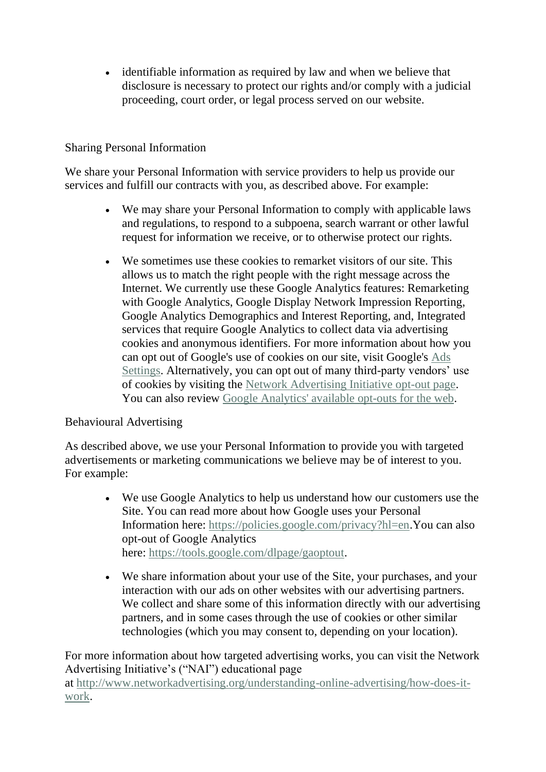- identifiable information as required by law and when we believe that disclosure is necessary to protect our rights and/or comply with a judicial proceeding, court order, or legal process served on our website.

## Sharing Personal Information

We share your Personal Information with service providers to help us provide our services and fulfill our contracts with you, as described above. For example:

- We may share your Personal Information to comply with applicable laws and regulations, to respond to a subpoena, search warrant or other lawful request for information we receive, or to otherwise protect our rights.
- We sometimes use these cookies to remarket visitors of our site. This allows us to match the right people with the right message across the Internet. We currently use these Google Analytics features: Remarketing with Google Analytics, Google Display Network Impression Reporting, Google Analytics Demographics and Interest Reporting, and, Integrated services that require Google Analytics to collect data via advertising cookies and anonymous identifiers. For more information about how you can opt out of Google's use of cookies on our site, visit Google's Ads Settings. Alternatively, you can opt out of many third-party vendors' use of cookies by visiting the Network Advertising Initiative opt-out page. You can also review Google Analytics' available opt-outs for the web.

## Behavioural Advertising

As described above, we use your Personal Information to provide you with targeted advertisements or marketing communications we believe may be of interest to you. For example:

- We use Google Analytics to help us understand how our customers use the Site. You can read more about how Google uses your Personal Information here: https://policies.google.com/privacy?hl=en.You can also opt-out of Google Analytics here: https://tools.google.com/dlpage/gaoptout.
- We share information about your use of the Site, your purchases, and your interaction with our ads on other websites with our advertising partners. We collect and share some of this information directly with our advertising partners, and in some cases through the use of cookies or other similar technologies (which you may consent to, depending on your location).

For more information about how targeted advertising works, you can visit the Network Advertising Initiative's ("NAI") educational page at http://www.networkadvertising.org/understanding-online-advertising/how-does-it-work.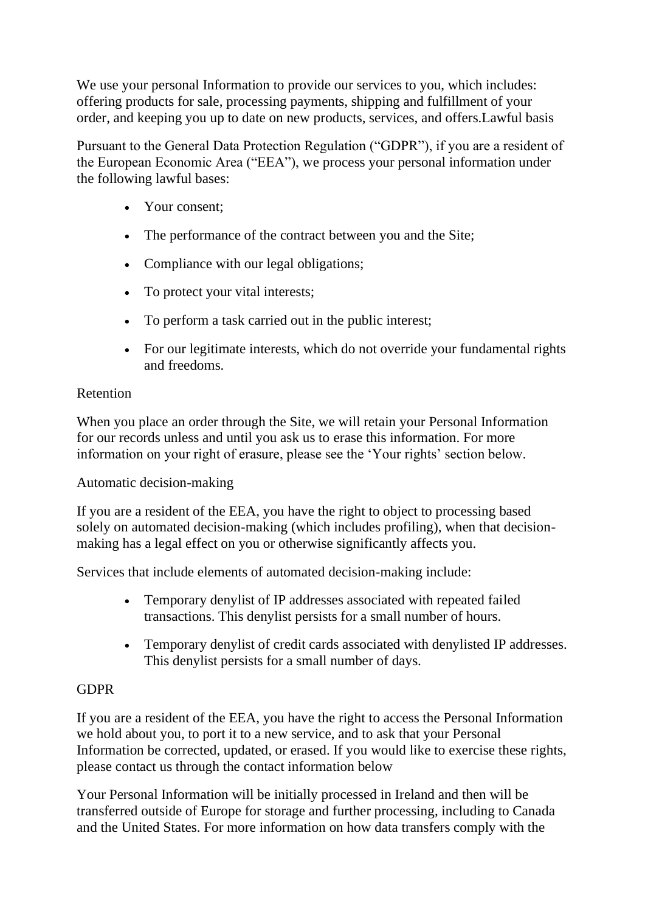We use your personal Information to provide our services to you, which includes: offering products for sale, processing payments, shipping and fulfillment of your order, and keeping you up to date on new products, services, and offers.Lawful basis

Pursuant to the General Data Protection Regulation ("GDPR"), if you are a resident of the European Economic Area ("EEA"), we process your personal information under the following lawful bases:

- Your consent;
- The performance of the contract between you and the Site;
- Compliance with our legal obligations;
- To protect your vital interests;
- To perform a task carried out in the public interest;
- For our legitimate interests, which do not override your fundamental rights and freedoms.

Retention

When you place an order through the Site, we will retain your Personal Information for our records unless and until you ask us to erase this information. For more information on your right of erasure, please see the 'Your rights' section below.

Automatic decision-making

If you are a resident of the EEA, you have the right to object to processing based solely on automated decision-making (which includes profiling), when that decision-making has a legal effect on you or otherwise significantly affects you.

Services that include elements of automated decision-making include:

- Temporary denylist of IP addresses associated with repeated failed transactions. This denylist persists for a small number of hours.
- Temporary denylist of credit cards associated with denylisted IP addresses. This denylist persists for a small number of days.

GDPR

If you are a resident of the EEA, you have the right to access the Personal Information we hold about you, to port it to a new service, and to ask that your Personal Information be corrected, updated, or erased. If you would like to exercise these rights, please contact us through the contact information below

Your Personal Information will be initially processed in Ireland and then will be transferred outside of Europe for storage and further processing, including to Canada and the United States. For more information on how data transfers comply with the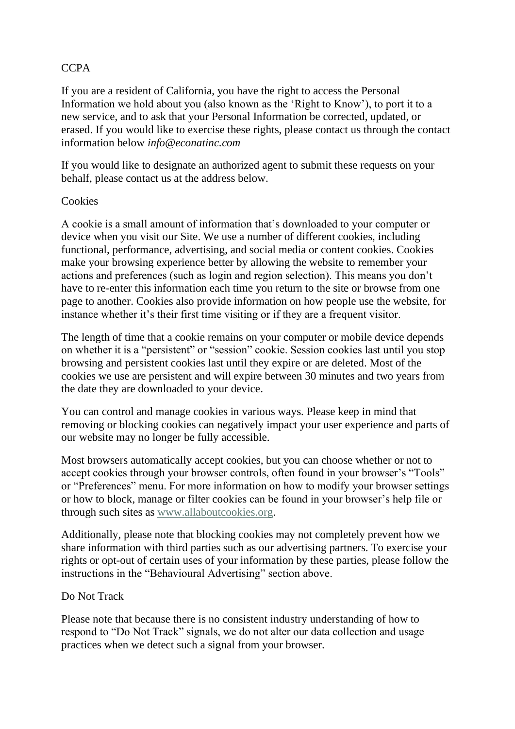## CCPA

If you are a resident of California, you have the right to access the Personal Information we hold about you (also known as the 'Right to Know'), to port it to a new service, and to ask that your Personal Information be corrected, updated, or erased. If you would like to exercise these rights, please contact us through the contact information below *info@econatinc.com*

If you would like to designate an authorized agent to submit these requests on your behalf, please contact us at the address below.

## Cookies

A cookie is a small amount of information that's downloaded to your computer or device when you visit our Site. We use a number of different cookies, including functional, performance, advertising, and social media or content cookies. Cookies make your browsing experience better by allowing the website to remember your actions and preferences (such as login and region selection). This means you don't have to re-enter this information each time you return to the site or browse from one page to another. Cookies also provide information on how people use the website, for instance whether it's their first time visiting or if they are a frequent visitor.

The length of time that a cookie remains on your computer or mobile device depends on whether it is a "persistent" or "session" cookie. Session cookies last until you stop browsing and persistent cookies last until they expire or are deleted. Most of the cookies we use are persistent and will expire between 30 minutes and two years from the date they are downloaded to your device.

You can control and manage cookies in various ways. Please keep in mind that removing or blocking cookies can negatively impact your user experience and parts of our website may no longer be fully accessible.

Most browsers automatically accept cookies, but you can choose whether or not to accept cookies through your browser controls, often found in your browser's "Tools" or "Preferences" menu. For more information on how to modify your browser settings or how to block, manage or filter cookies can be found in your browser's help file or through such sites as [www.allaboutcookies.org](http://www.allaboutcookies.org).

Additionally, please note that blocking cookies may not completely prevent how we share information with third parties such as our advertising partners. To exercise your rights or opt-out of certain uses of your information by these parties, please follow the instructions in the "Behavioural Advertising" section above.

## Do Not Track

Please note that because there is no consistent industry understanding of how to respond to "Do Not Track" signals, we do not alter our data collection and usage practices when we detect such a signal from your browser.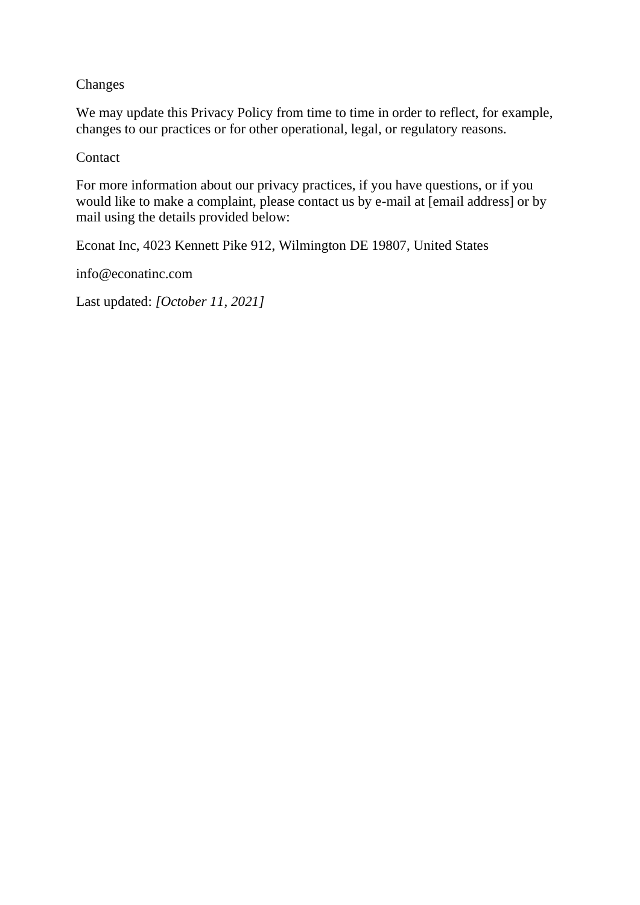## Changes

We may update this Privacy Policy from time to time in order to reflect, for example, changes to our practices or for other operational, legal, or regulatory reasons.

## Contact

For more information about our privacy practices, if you have questions, or if you would like to make a complaint, please contact us by e-mail at [email address] or by mail using the details provided below:

Econat Inc, 4023 Kennett Pike 912, Wilmington DE 19807, United States

info@econatinc.com

Last updated: *[October 11, 2021]*